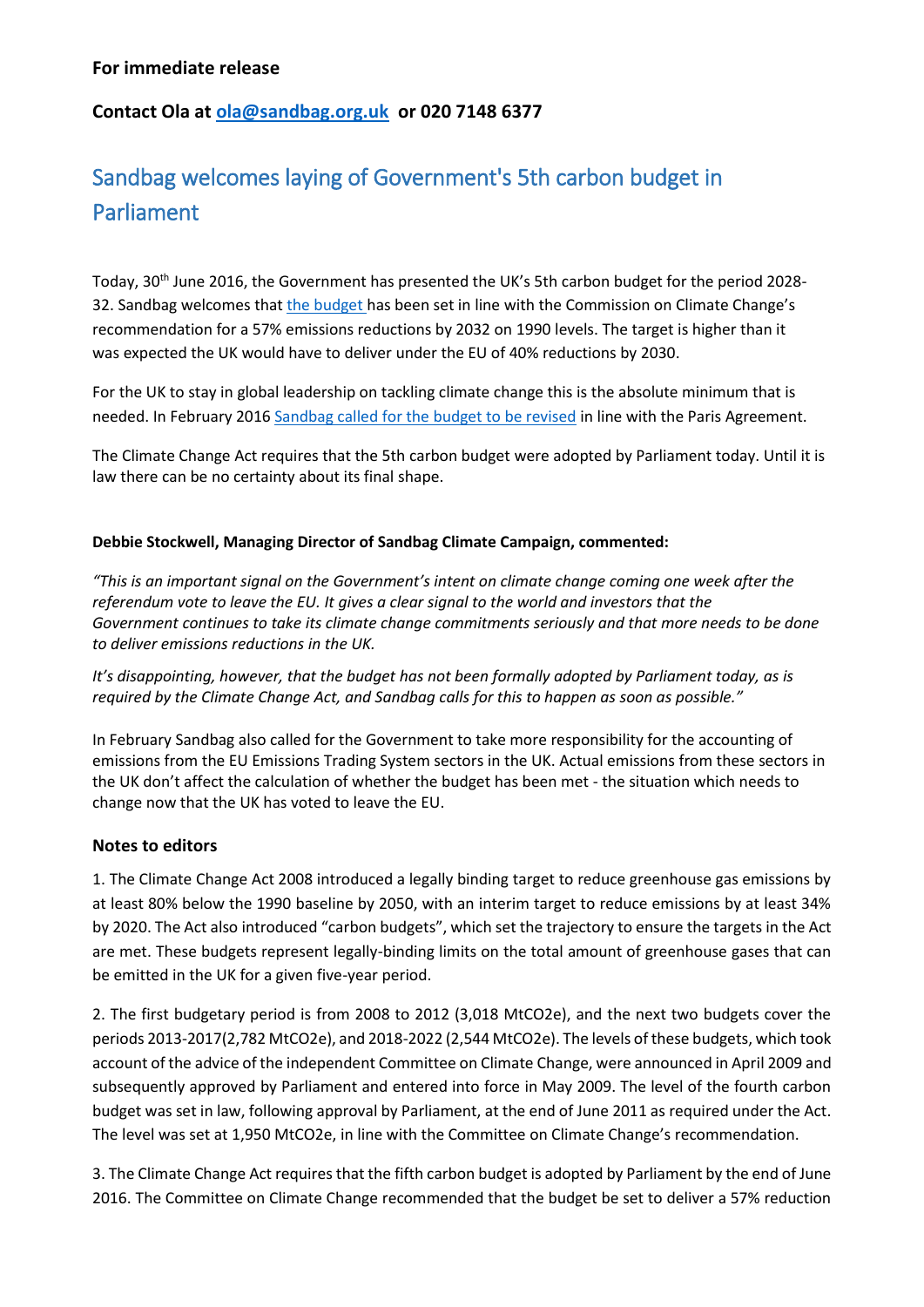**For immediate release**

**Contact Ola at [ola@sandbag.org.uk](mailto:ola@sandbag.org.uk) or 020 7148 6377**

# Sandbag welcomes laying of Government's 5th carbon budget in Parliament

Today, 30th June 2016, the Government has presented the UK's 5th carbon budget for the period 2028-32. Sandbag welcomes that the budget has been set in line with the Commission on Climate Change's recommendation for a 57% emissions reductions by 2032 on 1990 levels. The target is higher than it was expected the UK would have to deliver under the EU of 40% reductions by 2030.

For the UK to stay in global leadership on tackling climate change this is the absolute minimum that is needed. In February 2016 Sandbag called for the budget to be revised in line with the Paris Agreement.

The Climate Change Act requires that the 5th carbon budget were adopted by Parliament today. Until it is law there can be no certainty about its final shape.

**Debbie Stockwell, Managing Director of Sandbag Climate Campaign, commented:**

*"This is an important signal on the Government's intent on climate change coming one week after the referendum vote to leave the EU. It gives a clear signal to the world and investors that the Government continues to take its climate change commitments seriously and that more needs to be done to deliver emissions reductions in the UK.*

*It's disappointing, however, that the budget has not been formally adopted by Parliament today, as is required by the Climate Change Act, and Sandbag calls for this to happen as soon as possible."*

In February Sandbag also called for the Government to take more responsibility for the accounting of emissions from the EU Emissions Trading System sectors in the UK. Actual emissions from these sectors in the UK don't affect the calculation of whether the budget has been met - the situation which needs to change now that the UK has voted to leave the EU.

### Notes to editors

1. The Climate Change Act 2008 introduced a legally binding target to reduce greenhouse gas emissions by at least 80% below the 1990 baseline by 2050, with an interim target to reduce emissions by at least 34% by 2020. The Act also introduced "carbon budgets", which set the trajectory to ensure the targets in the Act are met. These budgets represent legally-binding limits on the total amount of greenhouse gases that can be emitted in the UK for a given five-year period.

2. The first budgetary period is from 2008 to 2012 (3,018 MtCO2e), and the next two budgets cover the periods 2013-2017(2,782 MtCO2e), and 2018-2022 (2,544 MtCO2e). The levels of these budgets, which took account of the advice of the independent Committee on Climate Change, were announced in April 2009 and subsequently approved by Parliament and entered into force in May 2009. The level of the fourth carbon budget was set in law, following approval by Parliament, at the end of June 2011 as required under the Act. The level was set at 1,950 MtCO2e, in line with the Committee on Climate Change's recommendation.

3. The Climate Change Act requires that the fifth carbon budget is adopted by Parliament by the end of June 2016. The Committee on Climate Change recommended that the budget be set to deliver a 57% reduction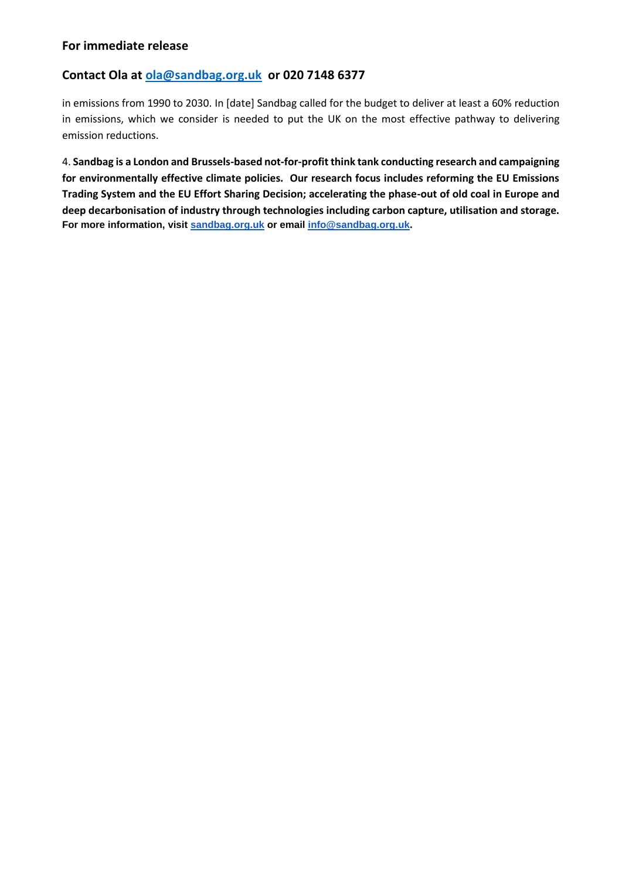## For immediate release

## Contact Ola at [ola@sandbag.org.uk](mailto:ola@sandbag.org.uk) or 020 7148 6377

in emissions from 1990 to 2030. In [date] Sandbag called for the budget to deliver at least a 60% reduction in emissions, which we consider is needed to put the UK on the most effective pathway to delivering emission reductions.

4. **Sandbag is a London and Brussels-based not-for-profit think tank conducting research and campaigning for environmentally effective climate policies. Our research focus includes reforming the EU Emissions Trading System and the EU Effort Sharing Decision; accelerating the phase-out of old coal in Europe and deep decarbonisation of industry through technologies including carbon capture, utilisation and storage. For more information, visit [sandbag.org.uk](http://sandbag.org.uk) or email [info@sandbag.org.uk](mailto:info@sandbag.org.uk).**